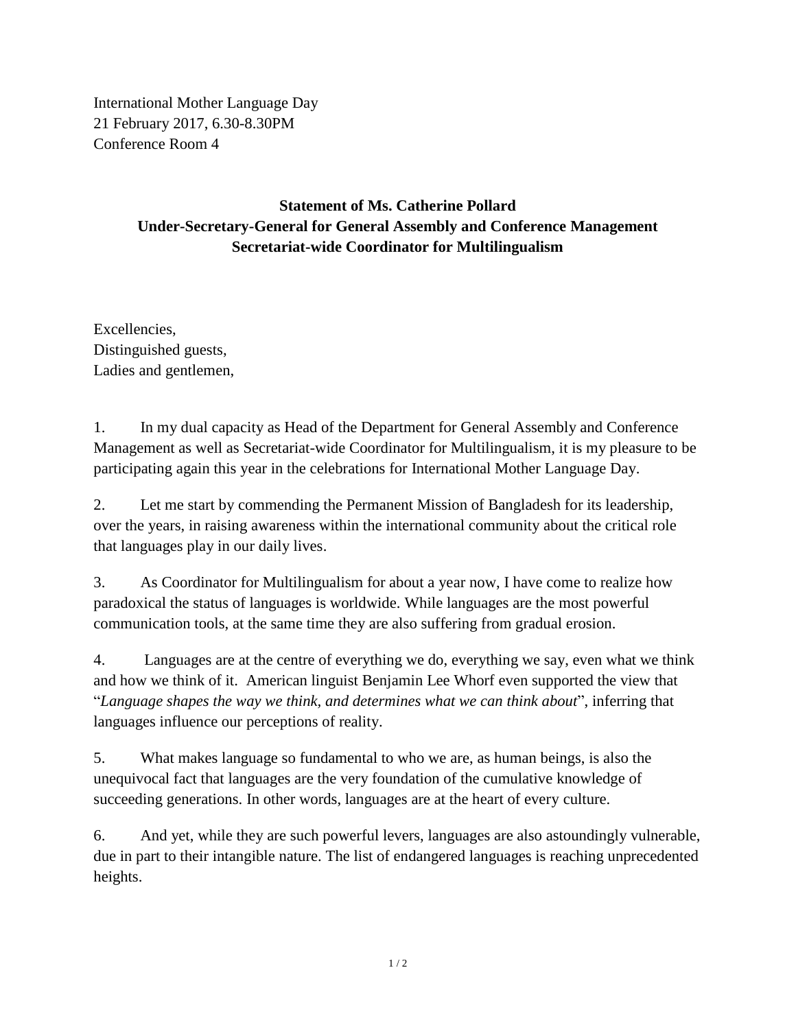International Mother Language Day
21 February 2017, 6.30-8.30PM
Conference Room 4

**Statement of Ms. Catherine Pollard**
**Under-Secretary-General for General Assembly and Conference Management**
**Secretariat-wide Coordinator for Multilingualism**

Excellencies,
Distinguished guests,
Ladies and gentlemen,

1. In my dual capacity as Head of the Department for General Assembly and Conference Management as well as Secretariat-wide Coordinator for Multilingualism, it is my pleasure to be participating again this year in the celebrations for International Mother Language Day.

2. Let me start by commending the Permanent Mission of Bangladesh for its leadership, over the years, in raising awareness within the international community about the critical role that languages play in our daily lives.

3. As Coordinator for Multilingualism for about a year now, I have come to realize how paradoxical the status of languages is worldwide. While languages are the most powerful communication tools, at the same time they are also suffering from gradual erosion.

4. Languages are at the centre of everything we do, everything we say, even what we think and how we think of it. American linguist Benjamin Lee Whorf even supported the view that "*Language shapes the way we think, and determines what we can think about*", inferring that languages influence our perceptions of reality.

5. What makes language so fundamental to who we are, as human beings, is also the unequivocal fact that languages are the very foundation of the cumulative knowledge of succeeding generations. In other words, languages are at the heart of every culture.

6. And yet, while they are such powerful levers, languages are also astoundingly vulnerable, due in part to their intangible nature. The list of endangered languages is reaching unprecedented heights.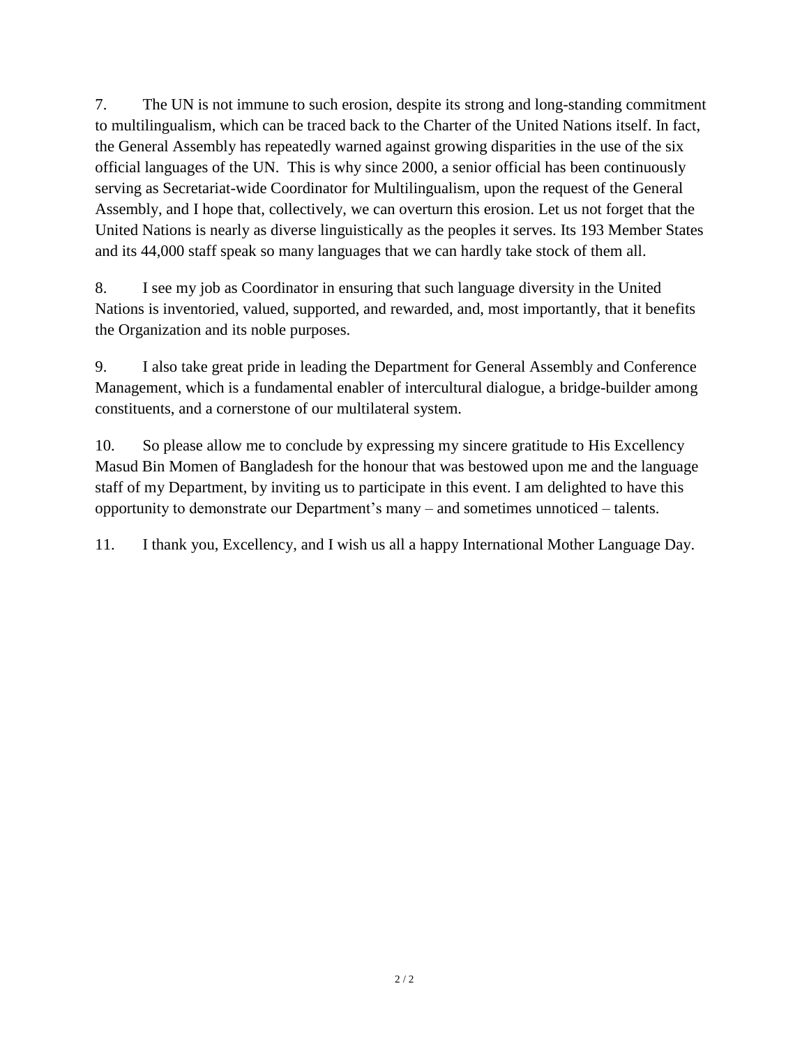7. The UN is not immune to such erosion, despite its strong and long-standing commitment to multilingualism, which can be traced back to the Charter of the United Nations itself. In fact, the General Assembly has repeatedly warned against growing disparities in the use of the six official languages of the UN. This is why since 2000, a senior official has been continuously serving as Secretariat-wide Coordinator for Multilingualism, upon the request of the General Assembly, and I hope that, collectively, we can overturn this erosion. Let us not forget that the United Nations is nearly as diverse linguistically as the peoples it serves. Its 193 Member States and its 44,000 staff speak so many languages that we can hardly take stock of them all.

8. I see my job as Coordinator in ensuring that such language diversity in the United Nations is inventoried, valued, supported, and rewarded, and, most importantly, that it benefits the Organization and its noble purposes.

9. I also take great pride in leading the Department for General Assembly and Conference Management, which is a fundamental enabler of intercultural dialogue, a bridge-builder among constituents, and a cornerstone of our multilateral system.

10. So please allow me to conclude by expressing my sincere gratitude to His Excellency Masud Bin Momen of Bangladesh for the honour that was bestowed upon me and the language staff of my Department, by inviting us to participate in this event. I am delighted to have this opportunity to demonstrate our Department's many – and sometimes unnoticed – talents.

11. I thank you, Excellency, and I wish us all a happy International Mother Language Day.